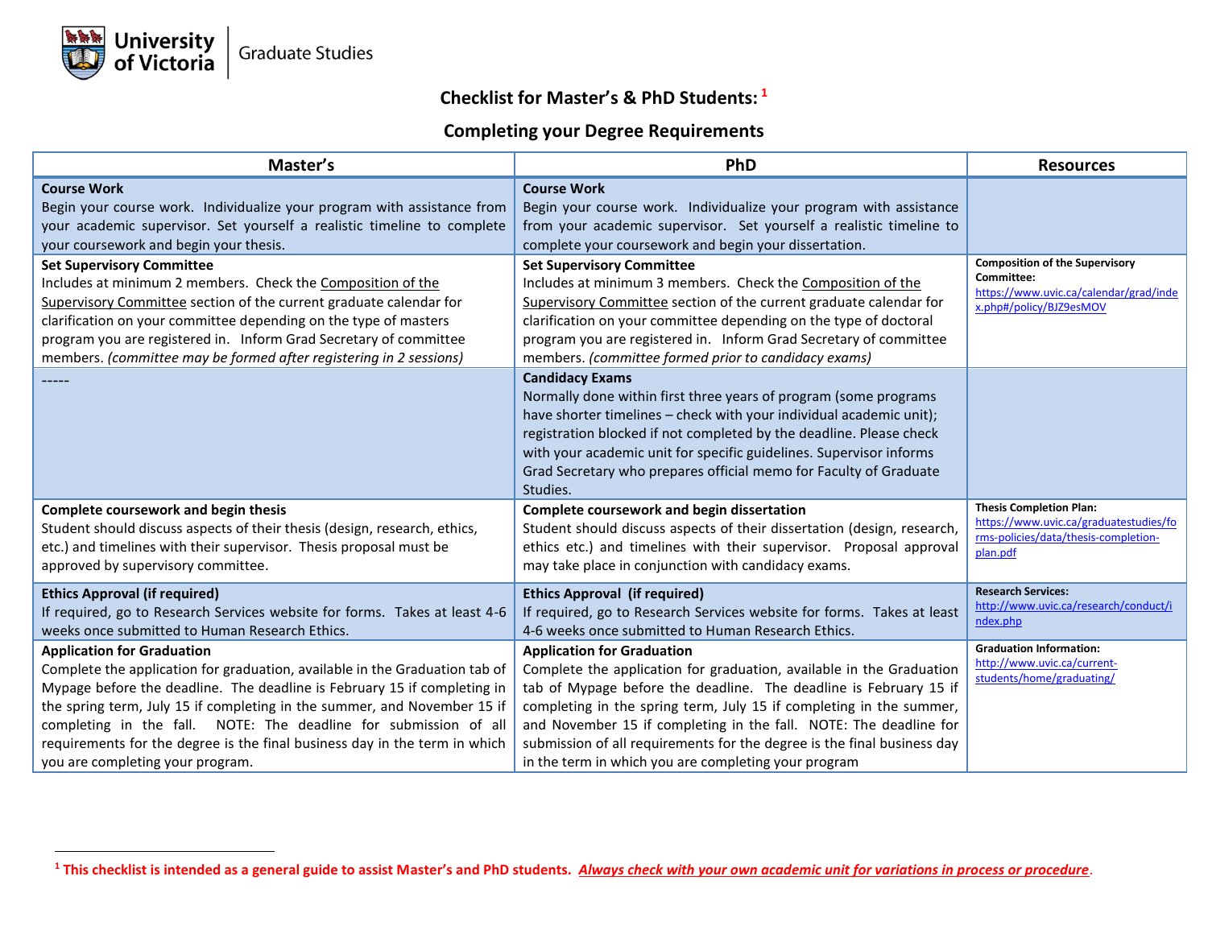University of Victoria | Graduate Studies

## Checklist for Master's & PhD Students: [1]

## Completing your Degree Requirements

| Master's | PhD | Resources |
|---|---|---|
| **Course Work** Begin your course work. Individualize your program with assistance from your academic supervisor. Set yourself a realistic timeline to complete your coursework and begin your thesis. | **Course Work** Begin your course work. Individualize your program with assistance from your academic supervisor. Set yourself a realistic timeline to complete your coursework and begin your dissertation. | |
| **Set Supervisory Committee** Includes at minimum 2 members. Check the Composition of the Supervisory Committee section of the current graduate calendar for clarification on your committee depending on the type of masters program you are registered in. Inform Grad Secretary of committee members. *(committee may be formed after registering in 2 sessions)* | **Set Supervisory Committee** Includes at minimum 3 members. Check the Composition of the Supervisory Committee section of the current graduate calendar for clarification on your committee depending on the type of doctoral program you are registered in. Inform Grad Secretary of committee members. *(committee formed prior to candidacy exams)* | **Composition of the Supervisory Committee:** https://www.uvic.ca/calendar/grad/index.php#/policy/BJZ9esMOV |
| ----- | **Candidacy Exams** Normally done within first three years of program (some programs have shorter timelines – check with your individual academic unit); registration blocked if not completed by the deadline. Please check with your academic unit for specific guidelines. Supervisor informs Grad Secretary who prepares official memo for Faculty of Graduate Studies. | |
| **Complete coursework and begin thesis** Student should discuss aspects of their thesis (design, research, ethics, etc.) and timelines with their supervisor. Thesis proposal must be approved by supervisory committee. | **Complete coursework and begin dissertation** Student should discuss aspects of their dissertation (design, research, ethics etc.) and timelines with their supervisor. Proposal approval may take place in conjunction with candidacy exams. | **Thesis Completion Plan:** https://www.uvic.ca/graduatestudies/forms-policies/data/thesis-completion-plan.pdf |
| **Ethics Approval (if required)** If required, go to Research Services website for forms. Takes at least 4-6 weeks once submitted to Human Research Ethics. | **Ethics Approval (if required)** If required, go to Research Services website for forms. Takes at least 4-6 weeks once submitted to Human Research Ethics. | **Research Services:** http://www.uvic.ca/research/conduct/index.php |
| **Application for Graduation** Complete the application for graduation, available in the Graduation tab of Mypage before the deadline. The deadline is February 15 if completing in the spring term, July 15 if completing in the summer, and November 15 if completing in the fall. NOTE: The deadline for submission of all requirements for the degree is the final business day in the term in which you are completing your program. | **Application for Graduation** Complete the application for graduation, available in the Graduation tab of Mypage before the deadline. The deadline is February 15 if completing in the spring term, July 15 if completing in the summer, and November 15 if completing in the fall. NOTE: The deadline for submission of all requirements for the degree is the final business day in the term in which you are completing your program | **Graduation Information:** http://www.uvic.ca/current-students/home/graduating/ |

[1] **This checklist is intended as a general guide to assist Master's and PhD students.** ***Always check with your own academic unit for variations in process or procedure.***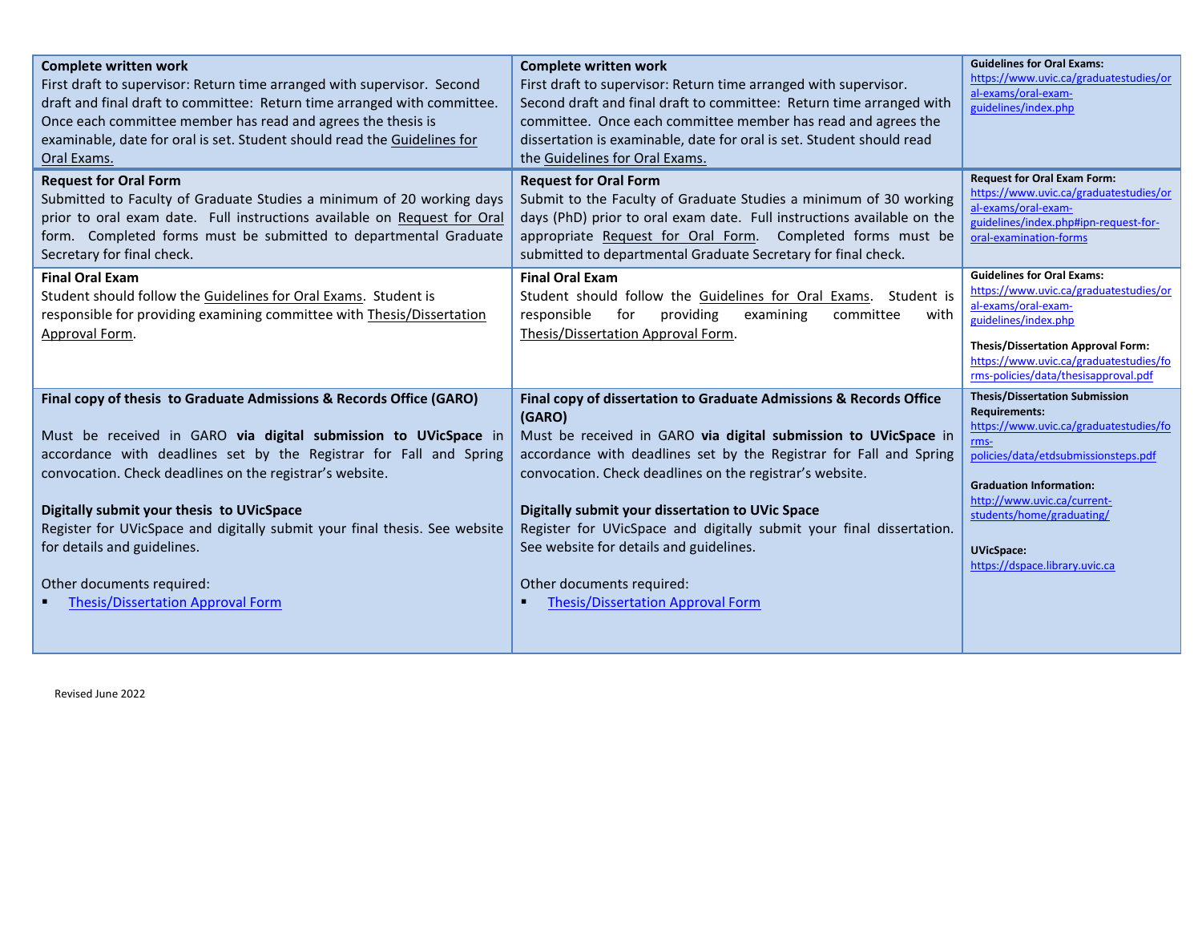| | | |
|---|---|---|
| **Complete written work**<br>First draft to supervisor: Return time arranged with supervisor. Second draft and final draft to committee: Return time arranged with committee. Once each committee member has read and agrees the thesis is examinable, date for oral is set. Student should read the Guidelines for Oral Exams. | **Complete written work**<br>First draft to supervisor: Return time arranged with supervisor. Second draft and final draft to committee: Return time arranged with committee. Once each committee member has read and agrees the dissertation is examinable, date for oral is set. Student should read the Guidelines for Oral Exams. | **Guidelines for Oral Exams:**<br>https://www.uvic.ca/graduatestudies/oral-exams/oral-exam-guidelines/index.php |
| **Request for Oral Form**<br>Submitted to Faculty of Graduate Studies a minimum of 20 working days prior to oral exam date. Full instructions available on Request for Oral form. Completed forms must be submitted to departmental Graduate Secretary for final check. | **Request for Oral Form**<br>Submit to the Faculty of Graduate Studies a minimum of 30 working days (PhD) prior to oral exam date. Full instructions available on the appropriate Request for Oral Form. Completed forms must be submitted to departmental Graduate Secretary for final check. | **Request for Oral Exam Form:**<br>https://www.uvic.ca/graduatestudies/oral-exams/oral-exam-guidelines/index.php#ipn-request-for-oral-examination-forms |
| **Final Oral Exam**<br>Student should follow the Guidelines for Oral Exams. Student is responsible for providing examining committee with Thesis/Dissertation Approval Form. | **Final Oral Exam**<br>Student should follow the Guidelines for Oral Exams. Student is responsible for providing examining committee with Thesis/Dissertation Approval Form. | **Guidelines for Oral Exams:**<br>https://www.uvic.ca/graduatestudies/oral-exams/oral-exam-guidelines/index.php<br><br>**Thesis/Dissertation Approval Form:**<br>https://www.uvic.ca/graduatestudies/forms-policies/data/thesisapproval.pdf |
| **Final copy of thesis to Graduate Admissions & Records Office (GARO)**<br><br>Must be received in GARO **via digital submission to UVicSpace** in accordance with deadlines set by the Registrar for Fall and Spring convocation. Check deadlines on the registrar's website.<br><br>**Digitally submit your thesis to UVicSpace**<br>Register for UVicSpace and digitally submit your final thesis. See website for details and guidelines.<br><br>Other documents required:<br>▪ Thesis/Dissertation Approval Form | **Final copy of dissertation to Graduate Admissions & Records Office (GARO)**<br>Must be received in GARO **via digital submission to UVicSpace** in accordance with deadlines set by the Registrar for Fall and Spring convocation. Check deadlines on the registrar's website.<br><br>**Digitally submit your dissertation to UVic Space**<br>Register for UVicSpace and digitally submit your final dissertation. See website for details and guidelines.<br><br>Other documents required:<br>▪ Thesis/Dissertation Approval Form | **Thesis/Dissertation Submission Requirements:**<br>https://www.uvic.ca/graduatestudies/forms-policies/data/etdsubmissionsteps.pdf<br><br>**Graduation Information:**<br>http://www.uvic.ca/current-students/home/graduating/<br><br>**UVicSpace:**<br>https://dspace.library.uvic.ca |

Revised June 2022